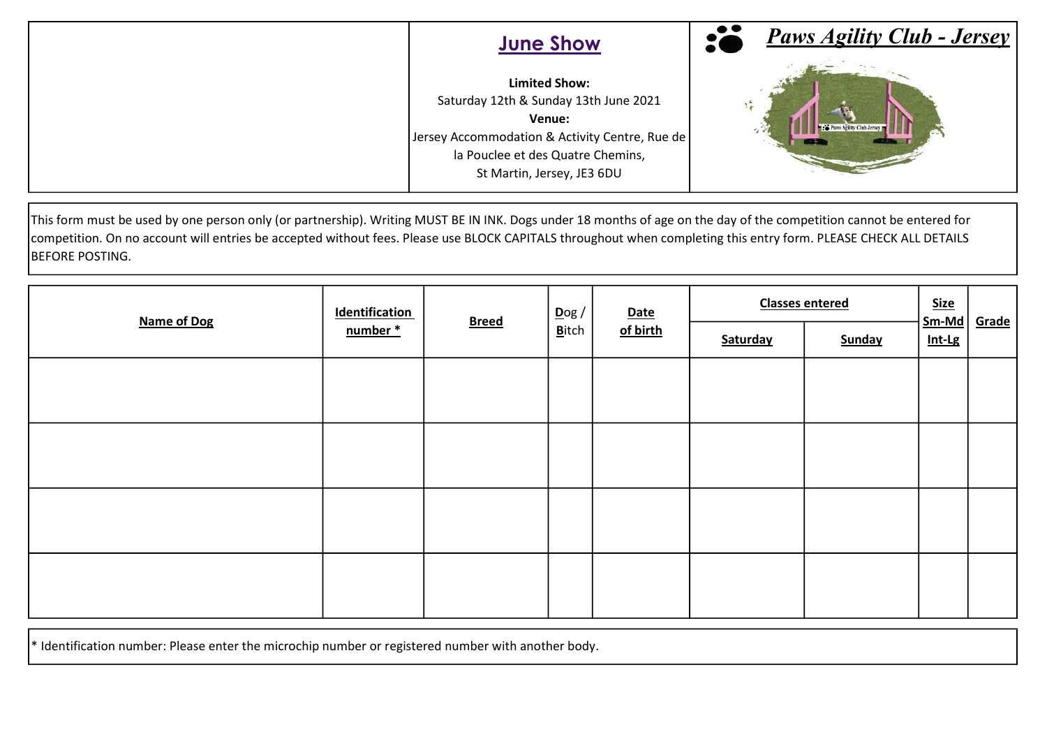## June Show

**Limited Show:**
Saturday 12th & Sunday 13th June 2021
**Venue:**
Jersey Accommodation & Activity Centre, Rue de la Pouclee et des Quatre Chemins,
St Martin, Jersey, JE3 6DU

## *Paws Agility Club - Jersey*

This form must be used by one person only (or partnership). Writing MUST BE IN INK. Dogs under 18 months of age on the day of the competition cannot be entered for competition. On no account will entries be accepted without fees. Please use BLOCK CAPITALS throughout when completing this entry form. PLEASE CHECK ALL DETAILS BEFORE POSTING.

| Name of Dog | Identification number * | Breed | Dog / Bitch | Date of birth | Classes entered | | Size Sm-Md Int-Lg | Grade |
|---|---|---|---|---|---|---|---|---|
| | | | | | Saturday | Sunday | | |
| | | | | | | | | |
| | | | | | | | | |
| | | | | | | | | |
| | | | | | | | | |

* Identification number: Please enter the microchip number or registered number with another body.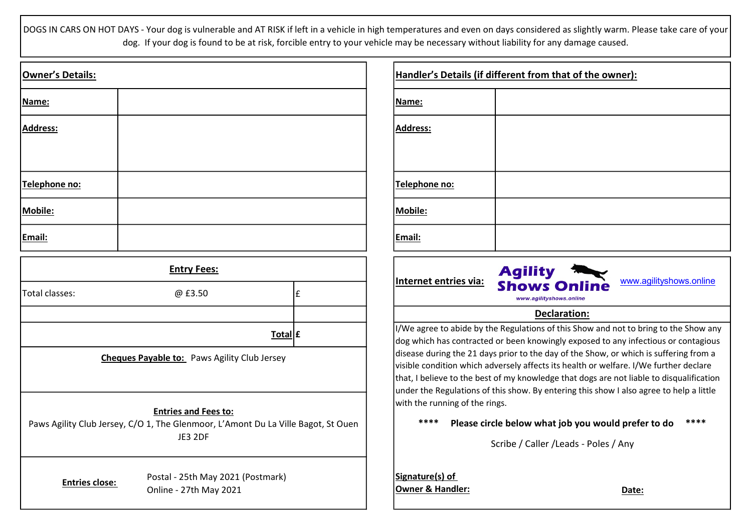DOGS IN CARS ON HOT DAYS - Your dog is vulnerable and AT RISK if left in a vehicle in high temperatures and even on days considered as slightly warm. Please take care of your dog. If your dog is found to be at risk, forcible entry to your vehicle may be necessary without liability for any damage caused.

| **Owner's Details:** | |
|---|---|
| **Name:** | |
| **Address:** | |
| **Telephone no:** | |
| **Mobile:** | |
| **Email:** | |

| **Handler's Details (if different from that of the owner):** | |
|---|---|
| **Name:** | |
| **Address:** | |
| **Telephone no:** | |
| **Mobile:** | |
| **Email:** | |

**Entry Fees:**

| | | |
|---|---|---|
| Total classes: | @ £3.50 | £ |
| | | |
| | **Total** | **£** |

**Cheques Payable to:** Paws Agility Club Jersey

**Entries and Fees to:**
Paws Agility Club Jersey, C/O 1, The Glenmoor, L'Amont Du La Ville Bagot, St Ouen JE3 2DF

**Entries close:** Postal - 25th May 2021 (Postmark)
Online - 27th May 2021

**Internet entries via:** Agility Shows Online www.agilityshows.online www.agilityshows.online

**Declaration:**

I/We agree to abide by the Regulations of this Show and not to bring to the Show any dog which has contracted or been knowingly exposed to any infectious or contagious disease during the 21 days prior to the day of the Show, or which is suffering from a visible condition which adversely affects its health or welfare. I/We further declare that, I believe to the best of my knowledge that dogs are not liable to disqualification under the Regulations of this show. By entering this show I also agree to help a little with the running of the rings.

**** **Please circle below what job you would prefer to do** ****

Scribe / Caller /Leads - Poles / Any

**Signature(s) of Owner & Handler:**

**Date:**